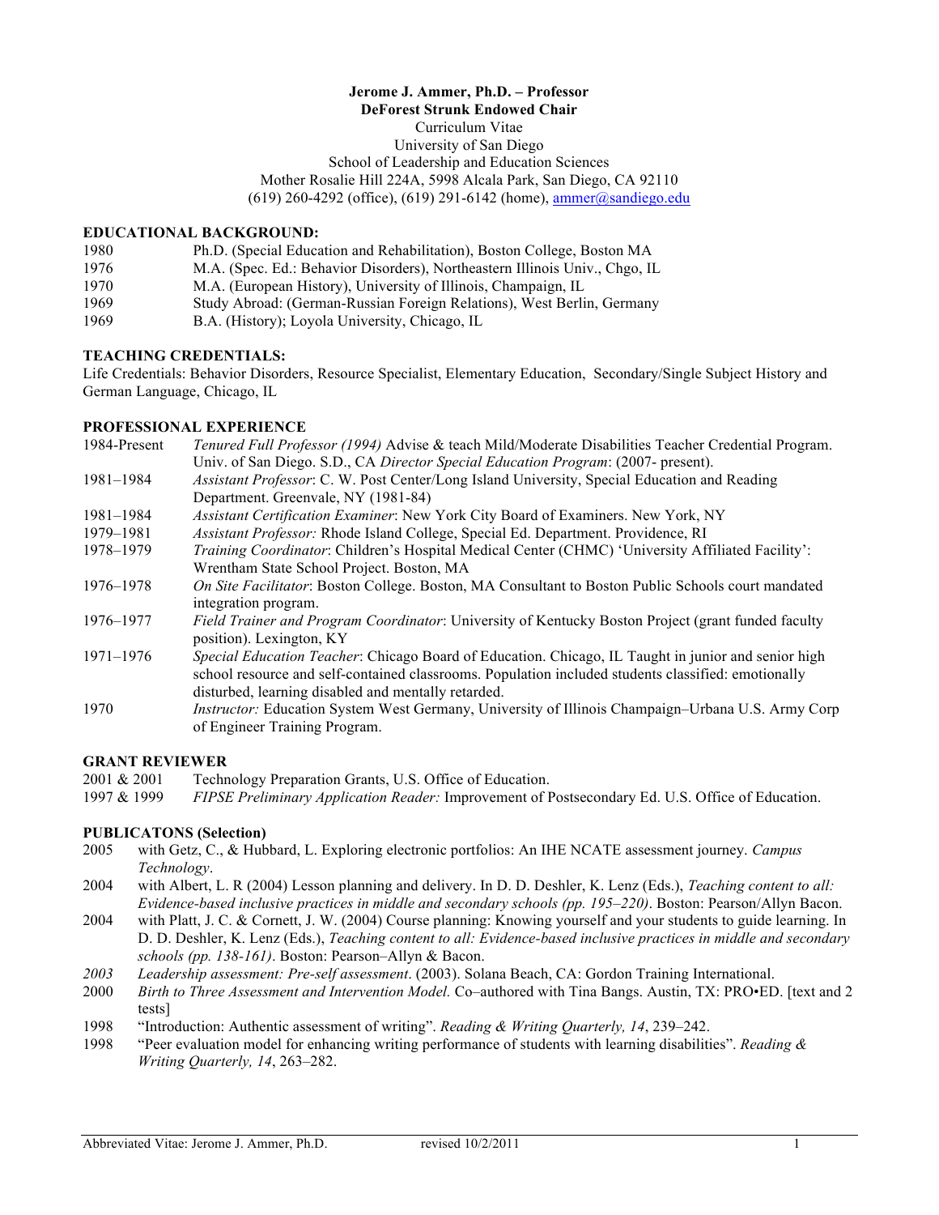**Jerome J. Ammer, Ph.D. – Professor**
**DeForest Strunk Endowed Chair**

Curriculum Vitae
University of San Diego
School of Leadership and Education Sciences
Mother Rosalie Hill 224A, 5998 Alcala Park, San Diego, CA 92110
(619) 260-4292 (office), (619) 291-6142 (home), ammer@sandiego.edu

## EDUCATIONAL BACKGROUND:

| | |
|---|---|
| 1980 | Ph.D. (Special Education and Rehabilitation), Boston College, Boston MA |
| 1976 | M.A. (Spec. Ed.: Behavior Disorders), Northeastern Illinois Univ., Chgo, IL |
| 1970 | M.A. (European History), University of Illinois, Champaign, IL |
| 1969 | Study Abroad: (German-Russian Foreign Relations), West Berlin, Germany |
| 1969 | B.A. (History); Loyola University, Chicago, IL |

## TEACHING CREDENTIALS:

Life Credentials: Behavior Disorders, Resource Specialist, Elementary Education, Secondary/Single Subject History and German Language, Chicago, IL

## PROFESSIONAL EXPERIENCE

| | |
|---|---|
| 1984-Present | *Tenured Full Professor (1994)* Advise & teach Mild/Moderate Disabilities Teacher Credential Program. Univ. of San Diego. S.D., CA *Director Special Education Program*: (2007- present). |
| 1981–1984 | *Assistant Professor*: C. W. Post Center/Long Island University, Special Education and Reading Department. Greenvale, NY (1981-84) |
| 1981–1984 | *Assistant Certification Examiner*: New York City Board of Examiners. New York, NY |
| 1979–1981 | *Assistant Professor:* Rhode Island College, Special Ed. Department. Providence, RI |
| 1978–1979 | *Training Coordinator*: Children's Hospital Medical Center (CHMC) 'University Affiliated Facility': Wrentham State School Project. Boston, MA |
| 1976–1978 | *On Site Facilitator*: Boston College. Boston, MA Consultant to Boston Public Schools court mandated integration program. |
| 1976–1977 | *Field Trainer and Program Coordinator*: University of Kentucky Boston Project (grant funded faculty position). Lexington, KY |
| 1971–1976 | *Special Education Teacher*: Chicago Board of Education. Chicago, IL Taught in junior and senior high school resource and self-contained classrooms. Population included students classified: emotionally disturbed, learning disabled and mentally retarded. |
| 1970 | *Instructor:* Education System West Germany, University of Illinois Champaign–Urbana U.S. Army Corp of Engineer Training Program. |

## GRANT REVIEWER

| | |
|---|---|
| 2001 & 2001 | Technology Preparation Grants, U.S. Office of Education. |
| 1997 & 1999 | *FIPSE Preliminary Application Reader:* Improvement of Postsecondary Ed. U.S. Office of Education. |

## PUBLICATONS (Selection)

| | |
|---|---|
| 2005 | with Getz, C., & Hubbard, L. Exploring electronic portfolios: An IHE NCATE assessment journey. *Campus Technology*. |
| 2004 | with Albert, L. R (2004) Lesson planning and delivery. In D. D. Deshler, K. Lenz (Eds.), *Teaching content to all: Evidence-based inclusive practices in middle and secondary schools (pp. 195–220)*. Boston: Pearson/Allyn Bacon. |
| 2004 | with Platt, J. C. & Cornett, J. W. (2004) Course planning: Knowing yourself and your students to guide learning. In D. D. Deshler, K. Lenz (Eds.), *Teaching content to all: Evidence-based inclusive practices in middle and secondary schools (pp. 138-161)*. Boston: Pearson–Allyn & Bacon. |
| *2003* | *Leadership assessment: Pre-self assessment*. (2003). Solana Beach, CA: Gordon Training International. |
| 2000 | *Birth to Three Assessment and Intervention Model.* Co–authored with Tina Bangs. Austin, TX: PRO•ED. [text and 2 tests] |
| 1998 | "Introduction: Authentic assessment of writing". *Reading & Writing Quarterly, 14*, 239–242. |
| 1998 | "Peer evaluation model for enhancing writing performance of students with learning disabilities". *Reading & Writing Quarterly, 14*, 263–282. |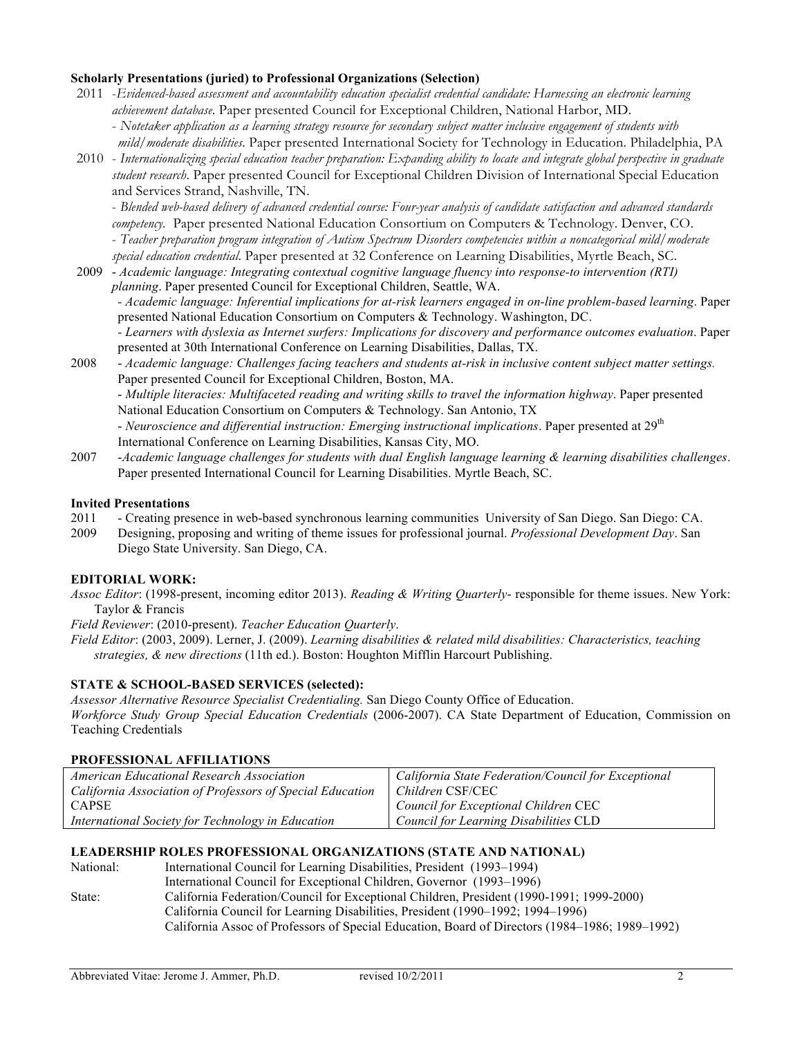**Scholarly Presentations (juried) to Professional Organizations (Selection)**

2011 -*Evidenced-based assessment and accountability education specialist credential candidate: Harnessing an electronic learning achievement database*. Paper presented Council for Exceptional Children, National Harbor, MD.

- *Notetaker application as a learning strategy resource for secondary subject matter inclusive engagement of students with mild/moderate disabilities*. Paper presented International Society for Technology in Education. Philadelphia, PA

2010 - *Internationalizing special education teacher preparation: Expanding ability to locate and integrate global perspective in graduate student research*. Paper presented Council for Exceptional Children Division of International Special Education and Services Strand, Nashville, TN.

- *Blended web-based delivery of advanced credential course: Four-year analysis of candidate satisfaction and advanced standards competency*. Paper presented National Education Consortium on Computers & Technology. Denver, CO.
- *Teacher preparation program integration of Autism Spectrum Disorders competencies within a noncategorical mild/moderate special education credential*. Paper presented at 32 Conference on Learning Disabilities, Myrtle Beach, SC.

2009 - *Academic language: Integrating contextual cognitive language fluency into response-to intervention (RTI) planning*. Paper presented Council for Exceptional Children, Seattle, WA.

- *Academic language: Inferential implications for at-risk learners engaged in on-line problem-based learning*. Paper presented National Education Consortium on Computers & Technology. Washington, DC.
- *Learners with dyslexia as Internet surfers: Implications for discovery and performance outcomes evaluation*. Paper presented at 30th International Conference on Learning Disabilities, Dallas, TX.

2008 - *Academic language: Challenges facing teachers and students at-risk in inclusive content subject matter settings.* Paper presented Council for Exceptional Children, Boston, MA.

- *Multiple literacies: Multifaceted reading and writing skills to travel the information highway*. Paper presented National Education Consortium on Computers & Technology. San Antonio, TX
- *Neuroscience and differential instruction: Emerging instructional implications*. Paper presented at 29th International Conference on Learning Disabilities, Kansas City, MO.

2007 -*Academic language challenges for students with dual English language learning & learning disabilities challenges*. Paper presented International Council for Learning Disabilities. Myrtle Beach, SC.

**Invited Presentations**

2011 - Creating presence in web-based synchronous learning communities University of San Diego. San Diego: CA.

2009 Designing, proposing and writing of theme issues for professional journal. *Professional Development Day*. San Diego State University. San Diego, CA.

**EDITORIAL WORK:**

*Assoc Editor*: (1998-present, incoming editor 2013). *Reading & Writing Quarterly*- responsible for theme issues. New York: Taylor & Francis

*Field Reviewer*: (2010-present). *Teacher Education Quarterly*.

*Field Editor*: (2003, 2009). Lerner, J. (2009). *Learning disabilities & related mild disabilities: Characteristics, teaching strategies, & new directions* (11th ed.). Boston: Houghton Mifflin Harcourt Publishing.

**STATE & SCHOOL-BASED SERVICES (selected):**

*Assessor Alternative Resource Specialist Credentialing.* San Diego County Office of Education.

*Workforce Study Group Special Education Credentials* (2006-2007). CA State Department of Education, Commission on Teaching Credentials

**PROFESSIONAL AFFILIATIONS**

| | |
|---|---|
| *American Educational Research Association* | *California State Federation/Council for Exceptional Children* CSF/CEC |
| *California Association of Professors of Special Education* CAPSE | *Council for Exceptional Children* CEC |
| *International Society for Technology in Education* | *Council for Learning Disabilities* CLD |

**LEADERSHIP ROLES PROFESSIONAL ORGANIZATIONS (STATE AND NATIONAL)**

National: International Council for Learning Disabilities, President (1993–1994)
International Council for Exceptional Children, Governor (1993–1996)

State: California Federation/Council for Exceptional Children, President (1990-1991; 1999-2000)
California Council for Learning Disabilities, President (1990–1992; 1994–1996)
California Assoc of Professors of Special Education, Board of Directors (1984–1986; 1989–1992)